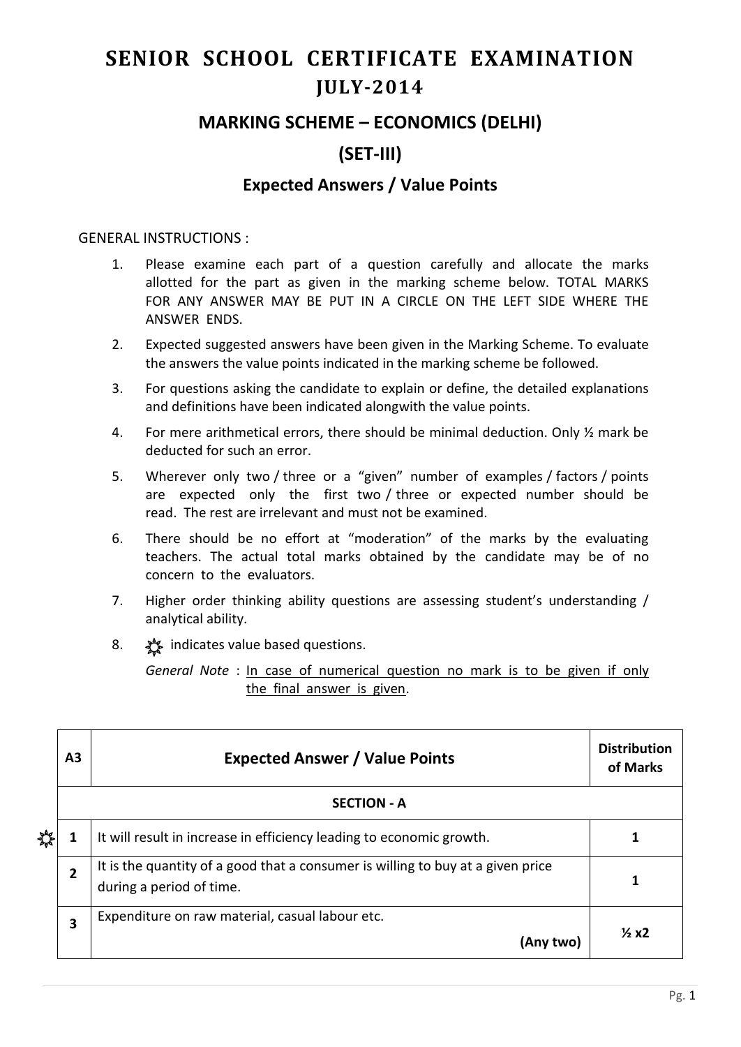# SENIOR SCHOOL CERTIFICATE EXAMINATION
## JULY-2014

### MARKING SCHEME – ECONOMICS (DELHI)

### (SET-III)

### Expected Answers / Value Points

GENERAL INSTRUCTIONS :

1. Please examine each part of a question carefully and allocate the marks allotted for the part as given in the marking scheme below. TOTAL MARKS FOR ANY ANSWER MAY BE PUT IN A CIRCLE ON THE LEFT SIDE WHERE THE ANSWER ENDS.
2. Expected suggested answers have been given in the Marking Scheme. To evaluate the answers the value points indicated in the marking scheme be followed.
3. For questions asking the candidate to explain or define, the detailed explanations and definitions have been indicated alongwith the value points.
4. For mere arithmetical errors, there should be minimal deduction. Only ½ mark be deducted for such an error.
5. Wherever only two / three or a "given" number of examples / factors / points are expected only the first two / three or expected number should be read. The rest are irrelevant and must not be examined.
6. There should be no effort at "moderation" of the marks by the evaluating teachers. The actual total marks obtained by the candidate may be of no concern to the evaluators.
7. Higher order thinking ability questions are assessing student's understanding / analytical ability.
8. ☼ indicates value based questions.

   *General Note* : In case of numerical question no mark is to be given if only the final answer is given.

| | A3 | Expected Answer / Value Points | Distribution of Marks |
|---|---|---|---|
| | | **SECTION - A** | |
| ☼ | 1 | It will result in increase in efficiency leading to economic growth. | 1 |
| | 2 | It is the quantity of a good that a consumer is willing to buy at a given price during a period of time. | 1 |
| | 3 | Expenditure on raw material, casual labour etc. **(Any two)** | ½ x2 |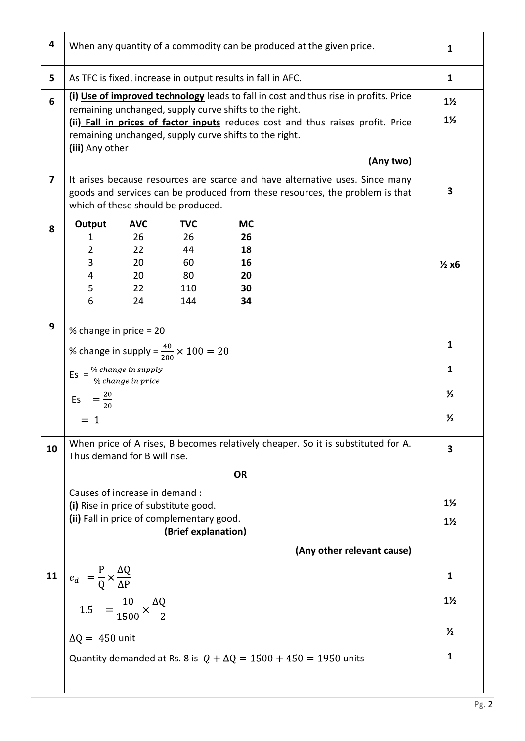| Q | Answer | Marks |
|---|---|---|
| 4 | When any quantity of a commodity can be produced at the given price. | 1 |
| 5 | As TFC is fixed, increase in output results in fall in AFC. | 1 |
| 6 | **(i) <u>Use of improved technology</u>** leads to fall in cost and thus rise in profits. Price remaining unchanged, supply curve shifts to the right.<br>**(ii) <u>Fall in prices of factor inputs</u>** reduces cost and thus raises profit. Price remaining unchanged, supply curve shifts to the right.<br>**(iii)** Any other<br>**(Any two)** | 1½<br>1½ |
| 7 | It arises because resources are scarce and have alternative uses. Since many goods and services can be produced from these resources, the problem is that which of these should be produced. | 3 |
| 8 | See table below | ½ x6 |
| 9 | % change in price = 20<br>% change in supply = $\frac{40}{200} \times 100 = 20$<br>$Es = \frac{\%\ change\ in\ supply}{\%\ change\ in\ price}$<br>$Es = \frac{20}{20}$<br>$= 1$ | 1<br>1<br>½<br>½ |
| 10 | When price of A rises, B becomes relatively cheaper. So it is substituted for A. Thus demand for B will rise.<br>**OR**<br>Causes of increase in demand :<br>**(i)** Rise in price of substitute good.<br>**(ii)** Fall in price of complementary good.<br>**(Brief explanation)**<br>**(Any other relevant cause)** | 3<br><br>1½<br>1½ |
| 11 | $e_d = \frac{P}{Q} \times \frac{\Delta Q}{\Delta P}$<br>$-1.5 = \frac{10}{1500} \times \frac{\Delta Q}{-2}$<br>$\Delta Q = 450$ unit<br>Quantity demanded at Rs. 8 is $Q + \Delta Q = 1500 + 450 = 1950$ units | 1<br>1½<br>½<br>1 |

Table for Q8:

| Output | AVC | TVC | MC |
|---|---|---|---|
| 1 | 26 | 26 | **26** |
| 2 | 22 | 44 | **18** |
| 3 | 20 | 60 | **16** |
| 4 | 20 | 80 | **20** |
| 5 | 22 | 110 | **30** |
| 6 | 24 | 144 | **34** |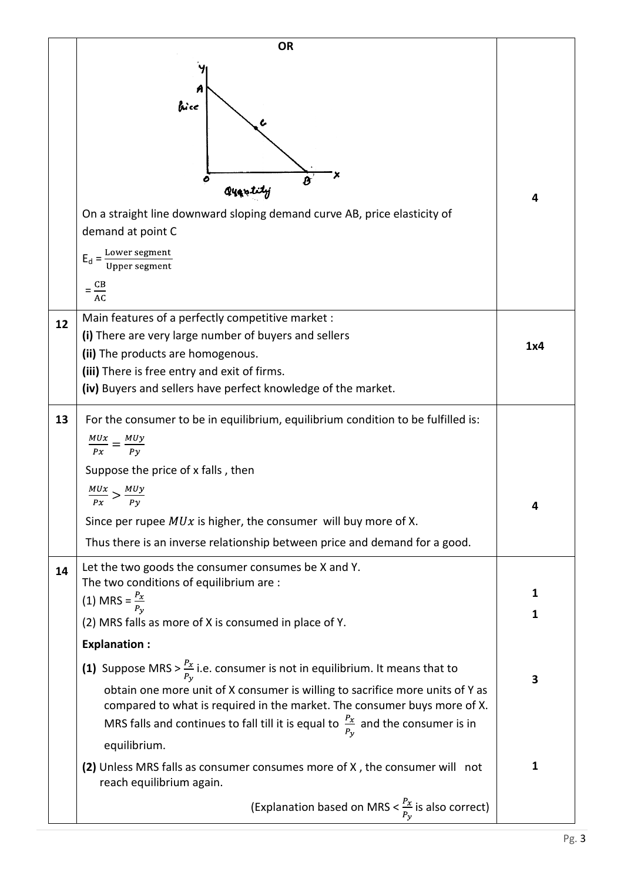| | | |
|---|---|---|
| | **OR**<br><br>On a straight line downward sloping demand curve AB, price elasticity of demand at point C<br><br>$E_d = \frac{\text{Lower segment}}{\text{Upper segment}}$<br><br>$= \frac{CB}{AC}$ | 4 |
| 12 | Main features of a perfectly competitive market :<br>**(i)** There are very large number of buyers and sellers<br>**(ii)** The products are homogenous.<br>**(iii)** There is free entry and exit of firms.<br>**(iv)** Buyers and sellers have perfect knowledge of the market. | **1x4** |
| 13 | For the consumer to be in equilibrium, equilibrium condition to be fulfilled is:<br>$\frac{MUx}{Px} = \frac{MUy}{Py}$<br>Suppose the price of x falls , then<br>$\frac{MUx}{Px} > \frac{MUy}{Py}$<br>Since per rupee $MUx$ is higher, the consumer will buy more of X.<br>Thus there is an inverse relationship between price and demand for a good. | 4 |
| 14 | Let the two goods the consumer consumes be X and Y.<br>The two conditions of equilibrium are :<br>(1) MRS = $\frac{P_x}{P_y}$<br>(2) MRS falls as more of X is consumed in place of Y.<br>**Explanation :**<br>**(1)** Suppose MRS > $\frac{P_x}{P_y}$ i.e. consumer is not in equilibrium. It means that to obtain one more unit of X consumer is willing to sacrifice more units of Y as compared to what is required in the market. The consumer buys more of X. MRS falls and continues to fall till it is equal to $\frac{P_x}{P_y}$ and the consumer is in equilibrium.<br>**(2)** Unless MRS falls as consumer consumes more of X , the consumer will not reach equilibrium again.<br>(Explanation based on MRS < $\frac{P_x}{P_y}$ is also correct) | **1**<br>**1**<br><br>**3**<br><br>**1** |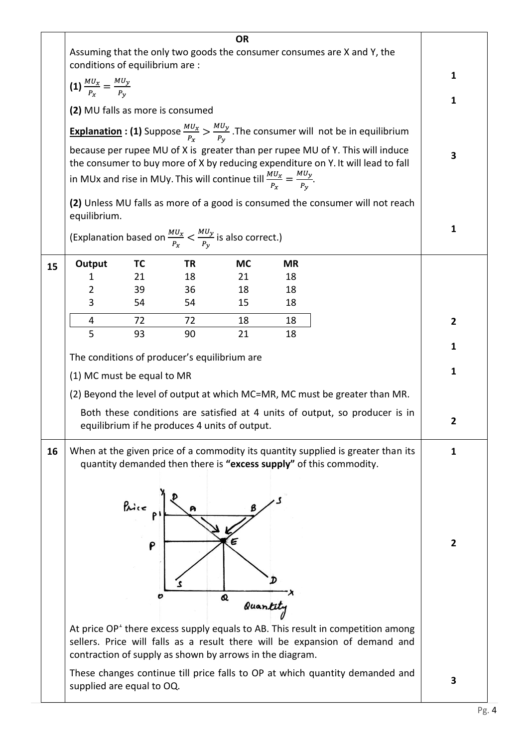OR

Assuming that the only two goods the consumer consumes are X and Y, the conditions of equilibrium are : **1**

**(1)** $\frac{MU_x}{P_x} = \frac{MU_y}{P_y}$ **1**

**(2)** MU falls as more is consumed

**Explanation : (1)** Suppose $\frac{MU_x}{P_x} > \frac{MU_y}{P_y}$. The consumer will not be in equilibrium because per rupee MU of X is greater than per rupee MU of Y. This will induce the consumer to buy more of X by reducing expenditure on Y. It will lead to fall in MUx and rise in MUy. This will continue till $\frac{MU_x}{P_x} = \frac{MU_y}{P_y}$. **3**

**(2)** Unless MU falls as more of a good is consumed the consumer will not reach equilibrium.

(Explanation based on $\frac{MU_x}{P_x} < \frac{MU_y}{P_y}$ is also correct.) **1**

**15**

| Output | TC | TR | MC | MR |
|---|---|---|---|---|
| 1 | 21 | 18 | 21 | 18 |
| 2 | 39 | 36 | 18 | 18 |
| 3 | 54 | 54 | 15 | 18 |
| 4 | 72 | 72 | 18 | 18 |
| 5 | 93 | 90 | 21 | 18 |

**2**

The conditions of producer's equilibrium are **1**

(1) MC must be equal to MR **1**

(2) Beyond the level of output at which MC=MR, MC must be greater than MR.

Both these conditions are satisfied at 4 units of output, so producer is in equilibrium if he produces 4 units of output. **2**

**16** When at the given price of a commodity its quantity supplied is greater than its quantity demanded then there is **"excess supply"** of this commodity. **1**

**2**

At price OP¹ there excess supply equals to AB. This result in competition among sellers. Price will falls as a result there will be expansion of demand and contraction of supply as shown by arrows in the diagram.

These changes continue till price falls to OP at which quantity demanded and supplied are equal to OQ. **3**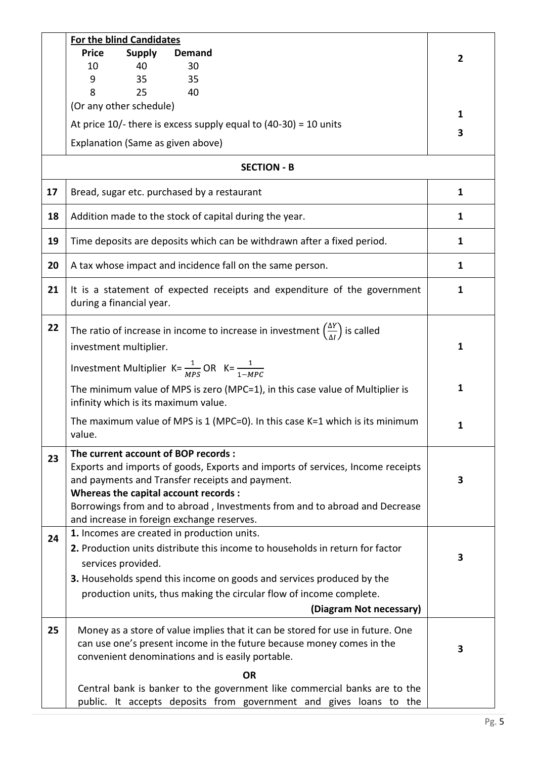| | | |
|---|---|---|
| | **For the blind Candidates**<br>**Price** **Supply** **Demand**<br>10 40 30<br>9 35 35<br>8 25 40<br>(Or any other schedule)<br>At price 10/- there is excess supply equal to (40-30) = 10 units<br>Explanation (Same as given above) | 2<br><br>1<br>3 |

**SECTION - B**

| | | |
|---|---|---|
| 17 | Bread, sugar etc. purchased by a restaurant | 1 |
| 18 | Addition made to the stock of capital during the year. | 1 |
| 19 | Time deposits are deposits which can be withdrawn after a fixed period. | 1 |
| 20 | A tax whose impact and incidence fall on the same person. | 1 |
| 21 | It is a statement of expected receipts and expenditure of the government during a financial year. | 1 |
| 22 | The ratio of increase in income to increase in investment $\left(\frac{\Delta Y}{\Delta I}\right)$ is called investment multiplier.<br>Investment Multiplier $K = \frac{1}{MPS}$ OR $K = \frac{1}{1-MPC}$<br>The minimum value of MPS is zero (MPC=1), in this case value of Multiplier is infinity which is its maximum value.<br>The maximum value of MPS is 1 (MPC=0). In this case K=1 which is its minimum value. | 1<br><br>1<br><br>1 |
| 23 | **The current account of BOP records :**<br>Exports and imports of goods, Exports and imports of services, Income receipts and payments and Transfer receipts and payment.<br>**Whereas the capital account records :**<br>Borrowings from and to abroad , Investments from and to abroad and Decrease and increase in foreign exchange reserves. | 3 |
| 24 | **1.** Incomes are created in production units.<br>**2.** Production units distribute this income to households in return for factor services provided.<br>**3.** Households spend this income on goods and services produced by the production units, thus making the circular flow of income complete.<br>**(Diagram Not necessary)** | 3 |
| 25 | Money as a store of value implies that it can be stored for use in future. One can use one's present income in the future because money comes in the convenient denominations and is easily portable.<br>**OR**<br>Central bank is banker to the government like commercial banks are to the public. It accepts deposits from government and gives loans to the | 3 |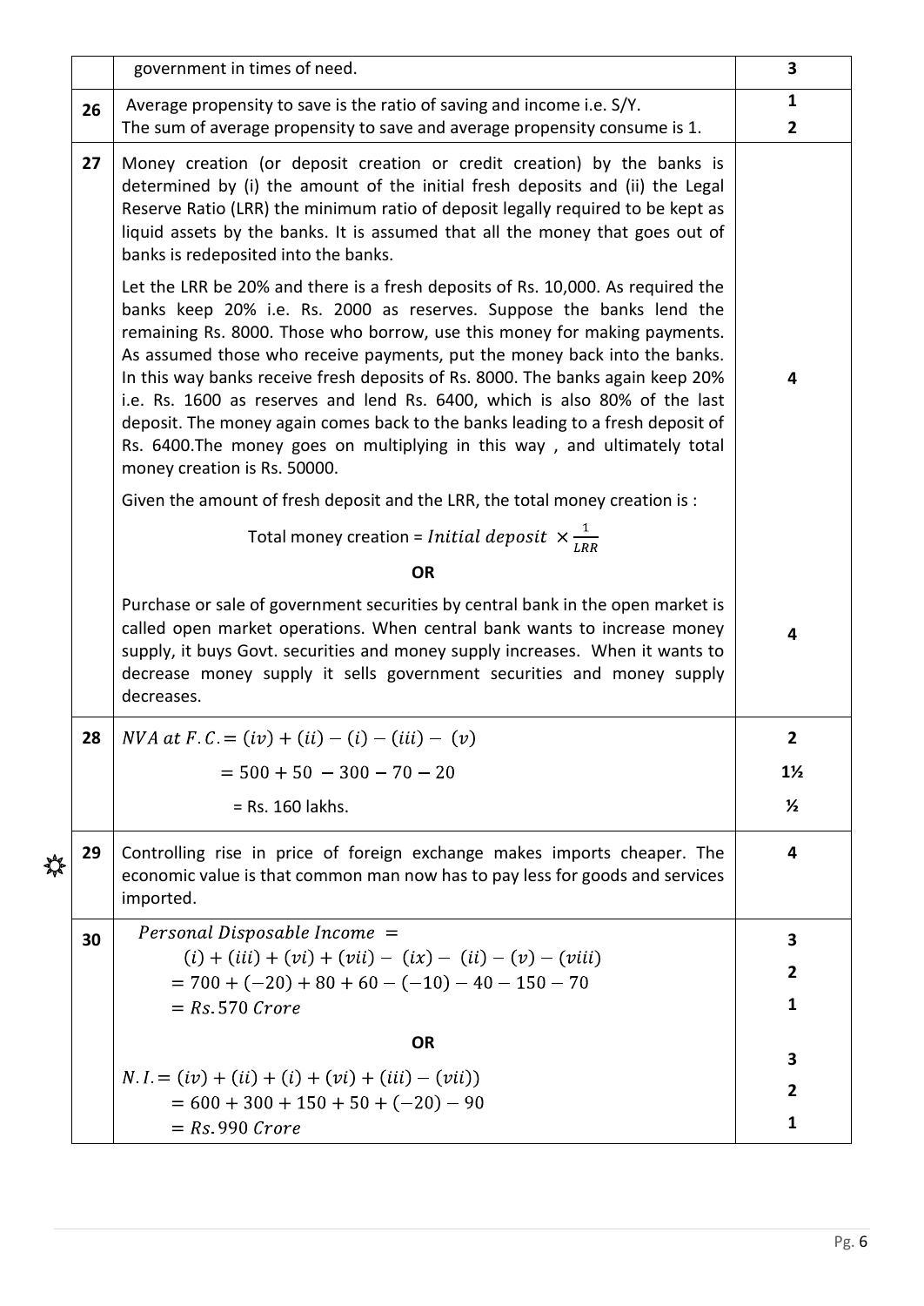| | | |
|---|---|---|
| | government in times of need. | 3 |
| 26 | Average propensity to save is the ratio of saving and income i.e. S/Y.<br>The sum of average propensity to save and average propensity consume is 1. | 1<br>2 |
| 27 | Money creation (or deposit creation or credit creation) by the banks is determined by (i) the amount of the initial fresh deposits and (ii) the Legal Reserve Ratio (LRR) the minimum ratio of deposit legally required to be kept as liquid assets by the banks. It is assumed that all the money that goes out of banks is redeposited into the banks.<br><br>Let the LRR be 20% and there is a fresh deposits of Rs. 10,000. As required the banks keep 20% i.e. Rs. 2000 as reserves. Suppose the banks lend the remaining Rs. 8000. Those who borrow, use this money for making payments. As assumed those who receive payments, put the money back into the banks. In this way banks receive fresh deposits of Rs. 8000. The banks again keep 20% i.e. Rs. 1600 as reserves and lend Rs. 6400, which is also 80% of the last deposit. The money again comes back to the banks leading to a fresh deposit of Rs. 6400.The money goes on multiplying in this way , and ultimately total money creation is Rs. 50000.<br><br>Given the amount of fresh deposit and the LRR, the total money creation is :<br><br>Total money creation = $Initial\ deposit \times \frac{1}{LRR}$ | 4 |
| | **OR**<br><br>Purchase or sale of government securities by central bank in the open market is called open market operations. When central bank wants to increase money supply, it buys Govt. securities and money supply increases. When it wants to decrease money supply it sells government securities and money supply decreases. | 4 |
| 28 | $NVA\ at\ F.C. = (iv) + (ii) - (i) - (iii) - (v)$<br>$= 500 + 50 - 300 - 70 - 20$<br>= Rs. 160 lakhs. | 2<br>1½<br>½ |
| 29 | Controlling rise in price of foreign exchange makes imports cheaper. The economic value is that common man now has to pay less for goods and services imported. | 4 |
| 30 | $Personal\ Disposable\ Income =$<br>$(i) + (iii) + (vi) + (vii) - (ix) - (ii) - (v) - (viii)$<br>$= 700 + (-20) + 80 + 60 - (-10) - 40 - 150 - 70$<br>$= Rs. 570\ Crore$ | 3<br>2<br>1 |
| | **OR**<br><br>$N.I. = (iv) + (ii) + (i) + (vi) + (iii) - (vii))$<br>$= 600 + 300 + 150 + 50 + (-20) - 90$<br>$= Rs. 990\ Crore$ | 3<br>2<br>1 |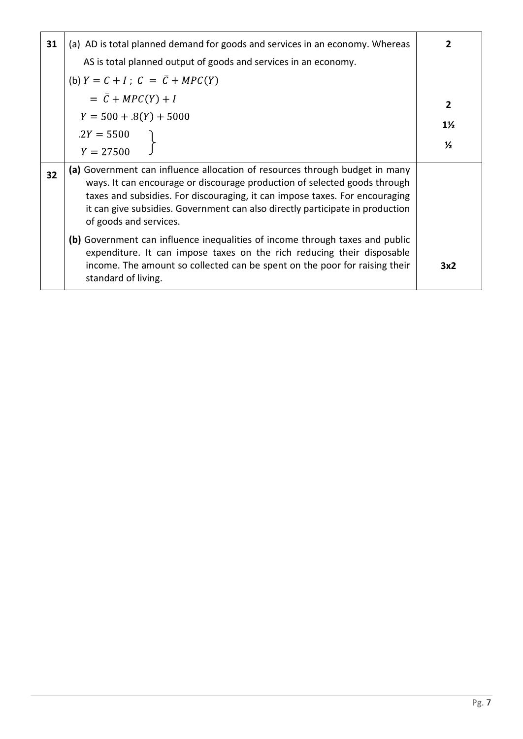| | | |
|---|---|---|
| **31** | (a) AD is total planned demand for goods and services in an economy. Whereas AS is total planned output of goods and services in an economy. | **2** |
| | (b) $Y = C + I\ ;\ C = \bar{C} + MPC(Y)$ <br> $= \bar{C} + MPC(Y) + I$ <br> $Y = 500 + .8(Y) + 5000$ <br> $.2Y = 5500$ <br> $Y = 27500$ | **2** <br> **1½** <br> **½** |
| **32** | **(a)** Government can influence allocation of resources through budget in many ways. It can encourage or discourage production of selected goods through taxes and subsidies. For discouraging, it can impose taxes. For encouraging it can give subsidies. Government can also directly participate in production of goods and services. <br><br> **(b)** Government can influence inequalities of income through taxes and public expenditure. It can impose taxes on the rich reducing their disposable income. The amount so collected can be spent on the poor for raising their standard of living. | **3x2** |